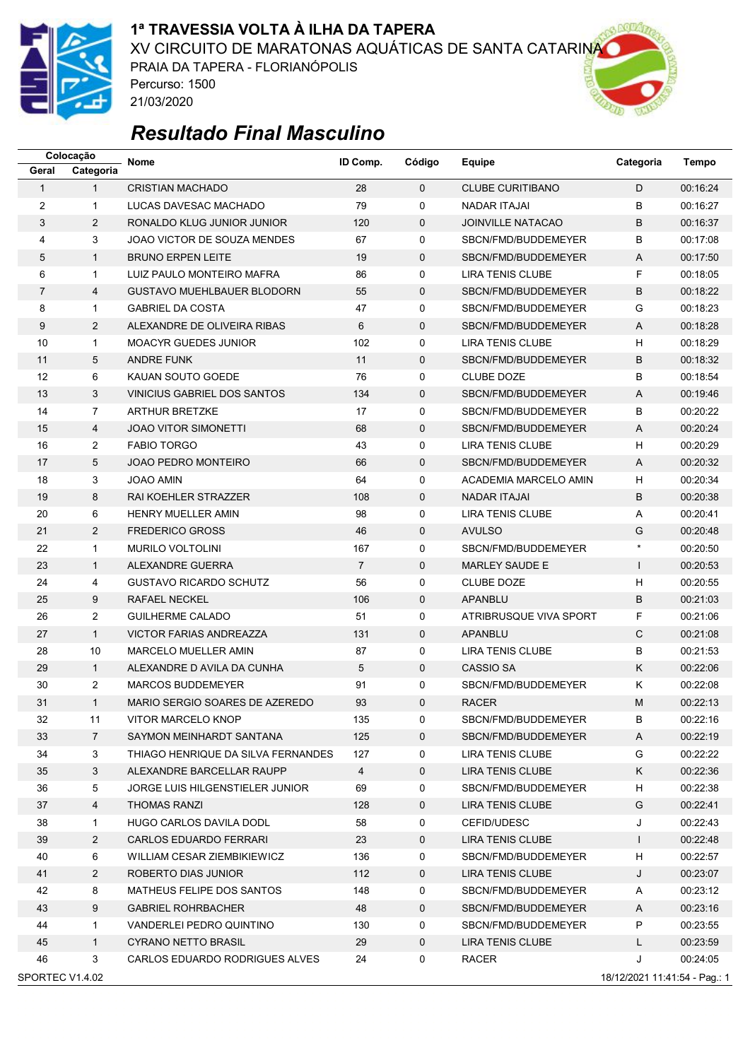**1ª TRAVESSIA VOLTA À ILHA DA TAPERA**

XV CIRCUITO DE MARATONAS AQUÁTICAS DE SANTA CATARINA

PRAIA DA TAPERA - FLORIANÓPOLIS

Percurso: 1500

21/03/2020

# *Resultado Final Masculino*

| Colocação | | Nome | ID Comp. | Código | Equipe | Categoria | Tempo |
|---|---|---|---|---|---|---|---|
| Geral | Categoria | | | | | | |
| 1 | 1 | CRISTIAN MACHADO | 28 | 0 | CLUBE CURITIBANO | D | 00:16:24 |
| 2 | 1 | LUCAS DAVESAC MACHADO | 79 | 0 | NADAR ITAJAI | B | 00:16:27 |
| 3 | 2 | RONALDO KLUG JUNIOR JUNIOR | 120 | 0 | JOINVILLE NATACAO | B | 00:16:37 |
| 4 | 3 | JOAO VICTOR DE SOUZA MENDES | 67 | 0 | SBCN/FMD/BUDDEMEYER | B | 00:17:08 |
| 5 | 1 | BRUNO ERPEN LEITE | 19 | 0 | SBCN/FMD/BUDDEMEYER | A | 00:17:50 |
| 6 | 1 | LUIZ PAULO MONTEIRO MAFRA | 86 | 0 | LIRA TENIS CLUBE | F | 00:18:05 |
| 7 | 4 | GUSTAVO MUEHLBAUER BLODORN | 55 | 0 | SBCN/FMD/BUDDEMEYER | B | 00:18:22 |
| 8 | 1 | GABRIEL DA COSTA | 47 | 0 | SBCN/FMD/BUDDEMEYER | G | 00:18:23 |
| 9 | 2 | ALEXANDRE DE OLIVEIRA RIBAS | 6 | 0 | SBCN/FMD/BUDDEMEYER | A | 00:18:28 |
| 10 | 1 | MOACYR GUEDES JUNIOR | 102 | 0 | LIRA TENIS CLUBE | H | 00:18:29 |
| 11 | 5 | ANDRE FUNK | 11 | 0 | SBCN/FMD/BUDDEMEYER | B | 00:18:32 |
| 12 | 6 | KAUAN SOUTO GOEDE | 76 | 0 | CLUBE DOZE | B | 00:18:54 |
| 13 | 3 | VINICIUS GABRIEL DOS SANTOS | 134 | 0 | SBCN/FMD/BUDDEMEYER | A | 00:19:46 |
| 14 | 7 | ARTHUR BRETZKE | 17 | 0 | SBCN/FMD/BUDDEMEYER | B | 00:20:22 |
| 15 | 4 | JOAO VITOR SIMONETTI | 68 | 0 | SBCN/FMD/BUDDEMEYER | A | 00:20:24 |
| 16 | 2 | FABIO TORGO | 43 | 0 | LIRA TENIS CLUBE | H | 00:20:29 |
| 17 | 5 | JOAO PEDRO MONTEIRO | 66 | 0 | SBCN/FMD/BUDDEMEYER | A | 00:20:32 |
| 18 | 3 | JOAO AMIN | 64 | 0 | ACADEMIA MARCELO AMIN | H | 00:20:34 |
| 19 | 8 | RAI KOEHLER STRAZZER | 108 | 0 | NADAR ITAJAI | B | 00:20:38 |
| 20 | 6 | HENRY MUELLER AMIN | 98 | 0 | LIRA TENIS CLUBE | A | 00:20:41 |
| 21 | 2 | FREDERICO GROSS | 46 | 0 | AVULSO | G | 00:20:48 |
| 22 | 1 | MURILO VOLTOLINI | 167 | 0 | SBCN/FMD/BUDDEMEYER | * | 00:20:50 |
| 23 | 1 | ALEXANDRE GUERRA | 7 | 0 | MARLEY SAUDE E | I | 00:20:53 |
| 24 | 4 | GUSTAVO RICARDO SCHUTZ | 56 | 0 | CLUBE DOZE | H | 00:20:55 |
| 25 | 9 | RAFAEL NECKEL | 106 | 0 | APANBLU | B | 00:21:03 |
| 26 | 2 | GUILHERME CALADO | 51 | 0 | ATRIBRUSQUE VIVA SPORT | F | 00:21:06 |
| 27 | 1 | VICTOR FARIAS ANDREAZZA | 131 | 0 | APANBLU | C | 00:21:08 |
| 28 | 10 | MARCELO MUELLER AMIN | 87 | 0 | LIRA TENIS CLUBE | B | 00:21:53 |
| 29 | 1 | ALEXANDRE D AVILA DA CUNHA | 5 | 0 | CASSIO SA | K | 00:22:06 |
| 30 | 2 | MARCOS BUDDEMEYER | 91 | 0 | SBCN/FMD/BUDDEMEYER | K | 00:22:08 |
| 31 | 1 | MARIO SERGIO SOARES DE AZEREDO | 93 | 0 | RACER | M | 00:22:13 |
| 32 | 11 | VITOR MARCELO KNOP | 135 | 0 | SBCN/FMD/BUDDEMEYER | B | 00:22:16 |
| 33 | 7 | SAYMON MEINHARDT SANTANA | 125 | 0 | SBCN/FMD/BUDDEMEYER | A | 00:22:19 |
| 34 | 3 | THIAGO HENRIQUE DA SILVA FERNANDES | 127 | 0 | LIRA TENIS CLUBE | G | 00:22:22 |
| 35 | 3 | ALEXANDRE BARCELLAR RAUPP | 4 | 0 | LIRA TENIS CLUBE | K | 00:22:36 |
| 36 | 5 | JORGE LUIS HILGENSTIELER JUNIOR | 69 | 0 | SBCN/FMD/BUDDEMEYER | H | 00:22:38 |
| 37 | 4 | THOMAS RANZI | 128 | 0 | LIRA TENIS CLUBE | G | 00:22:41 |
| 38 | 1 | HUGO CARLOS DAVILA DODL | 58 | 0 | CEFID/UDESC | J | 00:22:43 |
| 39 | 2 | CARLOS EDUARDO FERRARI | 23 | 0 | LIRA TENIS CLUBE | I | 00:22:48 |
| 40 | 6 | WILLIAM CESAR ZIEMBIKIEWICZ | 136 | 0 | SBCN/FMD/BUDDEMEYER | H | 00:22:57 |
| 41 | 2 | ROBERTO DIAS JUNIOR | 112 | 0 | LIRA TENIS CLUBE | J | 00:23:07 |
| 42 | 8 | MATHEUS FELIPE DOS SANTOS | 148 | 0 | SBCN/FMD/BUDDEMEYER | A | 00:23:12 |
| 43 | 9 | GABRIEL ROHRBACHER | 48 | 0 | SBCN/FMD/BUDDEMEYER | A | 00:23:16 |
| 44 | 1 | VANDERLEI PEDRO QUINTINO | 130 | 0 | SBCN/FMD/BUDDEMEYER | P | 00:23:55 |
| 45 | 1 | CYRANO NETTO BRASIL | 29 | 0 | LIRA TENIS CLUBE | L | 00:23:59 |
| 46 | 3 | CARLOS EDUARDO RODRIGUES ALVES | 24 | 0 | RACER | J | 00:24:05 |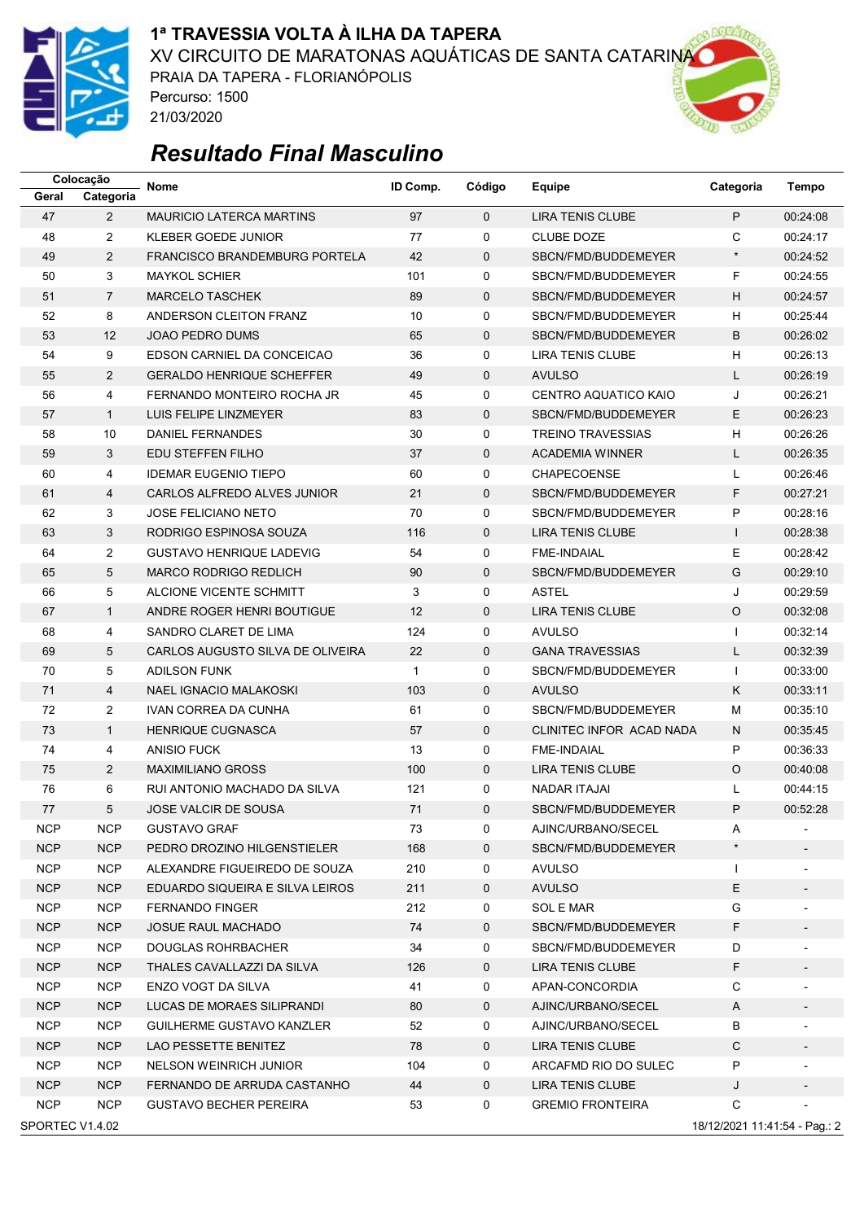# 1ª TRAVESSIA VOLTA À ILHA DA TAPERA

XV CIRCUITO DE MARATONAS AQUÁTICAS DE SANTA CATARINA
PRAIA DA TAPERA - FLORIANÓPOLIS
Percurso: 1500
21/03/2020

## *Resultado Final Masculino*

| Colocação | | Nome | ID Comp. | Código | Equipe | Categoria | Tempo |
|---|---|---|---|---|---|---|---|
| Geral | Categoria | | | | | | |
| 47 | 2 | MAURICIO LATERCA MARTINS | 97 | 0 | LIRA TENIS CLUBE | P | 00:24:08 |
| 48 | 2 | KLEBER GOEDE JUNIOR | 77 | 0 | CLUBE DOZE | C | 00:24:17 |
| 49 | 2 | FRANCISCO BRANDEMBURG PORTELA | 42 | 0 | SBCN/FMD/BUDDEMEYER | * | 00:24:52 |
| 50 | 3 | MAYKOL SCHIER | 101 | 0 | SBCN/FMD/BUDDEMEYER | F | 00:24:55 |
| 51 | 7 | MARCELO TASCHEK | 89 | 0 | SBCN/FMD/BUDDEMEYER | H | 00:24:57 |
| 52 | 8 | ANDERSON CLEITON FRANZ | 10 | 0 | SBCN/FMD/BUDDEMEYER | H | 00:25:44 |
| 53 | 12 | JOAO PEDRO DUMS | 65 | 0 | SBCN/FMD/BUDDEMEYER | B | 00:26:02 |
| 54 | 9 | EDSON CARNIEL DA CONCEICAO | 36 | 0 | LIRA TENIS CLUBE | H | 00:26:13 |
| 55 | 2 | GERALDO HENRIQUE SCHEFFER | 49 | 0 | AVULSO | L | 00:26:19 |
| 56 | 4 | FERNANDO MONTEIRO ROCHA JR | 45 | 0 | CENTRO AQUATICO KAIO | J | 00:26:21 |
| 57 | 1 | LUIS FELIPE LINZMEYER | 83 | 0 | SBCN/FMD/BUDDEMEYER | E | 00:26:23 |
| 58 | 10 | DANIEL FERNANDES | 30 | 0 | TREINO TRAVESSIAS | H | 00:26:26 |
| 59 | 3 | EDU STEFFEN FILHO | 37 | 0 | ACADEMIA WINNER | L | 00:26:35 |
| 60 | 4 | IDEMAR EUGENIO TIEPO | 60 | 0 | CHAPECOENSE | L | 00:26:46 |
| 61 | 4 | CARLOS ALFREDO ALVES JUNIOR | 21 | 0 | SBCN/FMD/BUDDEMEYER | F | 00:27:21 |
| 62 | 3 | JOSE FELICIANO NETO | 70 | 0 | SBCN/FMD/BUDDEMEYER | P | 00:28:16 |
| 63 | 3 | RODRIGO ESPINOSA SOUZA | 116 | 0 | LIRA TENIS CLUBE | I | 00:28:38 |
| 64 | 2 | GUSTAVO HENRIQUE LADEVIG | 54 | 0 | FME-INDAIAL | E | 00:28:42 |
| 65 | 5 | MARCO RODRIGO REDLICH | 90 | 0 | SBCN/FMD/BUDDEMEYER | G | 00:29:10 |
| 66 | 5 | ALCIONE VICENTE SCHMITT | 3 | 0 | ASTEL | J | 00:29:59 |
| 67 | 1 | ANDRE ROGER HENRI BOUTIGUE | 12 | 0 | LIRA TENIS CLUBE | O | 00:32:08 |
| 68 | 4 | SANDRO CLARET DE LIMA | 124 | 0 | AVULSO | I | 00:32:14 |
| 69 | 5 | CARLOS AUGUSTO SILVA DE OLIVEIRA | 22 | 0 | GANA TRAVESSIAS | L | 00:32:39 |
| 70 | 5 | ADILSON FUNK | 1 | 0 | SBCN/FMD/BUDDEMEYER | I | 00:33:00 |
| 71 | 4 | NAEL IGNACIO MALAKOSKI | 103 | 0 | AVULSO | K | 00:33:11 |
| 72 | 2 | IVAN CORREA DA CUNHA | 61 | 0 | SBCN/FMD/BUDDEMEYER | M | 00:35:10 |
| 73 | 1 | HENRIQUE CUGNASCA | 57 | 0 | CLINITEC INFOR ACAD NADA | N | 00:35:45 |
| 74 | 4 | ANISIO FUCK | 13 | 0 | FME-INDAIAL | P | 00:36:33 |
| 75 | 2 | MAXIMILIANO GROSS | 100 | 0 | LIRA TENIS CLUBE | O | 00:40:08 |
| 76 | 6 | RUI ANTONIO MACHADO DA SILVA | 121 | 0 | NADAR ITAJAI | L | 00:44:15 |
| 77 | 5 | JOSE VALCIR DE SOUSA | 71 | 0 | SBCN/FMD/BUDDEMEYER | P | 00:52:28 |
| NCP | NCP | GUSTAVO GRAF | 73 | 0 | AJINC/URBANO/SECEL | A | - |
| NCP | NCP | PEDRO DROZINO HILGENSTIELER | 168 | 0 | SBCN/FMD/BUDDEMEYER | * | - |
| NCP | NCP | ALEXANDRE FIGUEIREDO DE SOUZA | 210 | 0 | AVULSO | I | - |
| NCP | NCP | EDUARDO SIQUEIRA E SILVA LEIROS | 211 | 0 | AVULSO | E | - |
| NCP | NCP | FERNANDO FINGER | 212 | 0 | SOL E MAR | G | - |
| NCP | NCP | JOSUE RAUL MACHADO | 74 | 0 | SBCN/FMD/BUDDEMEYER | F | - |
| NCP | NCP | DOUGLAS ROHRBACHER | 34 | 0 | SBCN/FMD/BUDDEMEYER | D | - |
| NCP | NCP | THALES CAVALLAZZI DA SILVA | 126 | 0 | LIRA TENIS CLUBE | F | - |
| NCP | NCP | ENZO VOGT DA SILVA | 41 | 0 | APAN-CONCORDIA | C | - |
| NCP | NCP | LUCAS DE MORAES SILIPRANDI | 80 | 0 | AJINC/URBANO/SECEL | A | - |
| NCP | NCP | GUILHERME GUSTAVO KANZLER | 52 | 0 | AJINC/URBANO/SECEL | B | - |
| NCP | NCP | LAO PESSETTE BENITEZ | 78 | 0 | LIRA TENIS CLUBE | C | - |
| NCP | NCP | NELSON WEINRICH JUNIOR | 104 | 0 | ARCAFMD RIO DO SULEC | P | - |
| NCP | NCP | FERNANDO DE ARRUDA CASTANHO | 44 | 0 | LIRA TENIS CLUBE | J | - |
| NCP | NCP | GUSTAVO BECHER PEREIRA | 53 | 0 | GREMIO FRONTEIRA | C | - |

SPORTEC V1.4.02 — 18/12/2021 11:41:54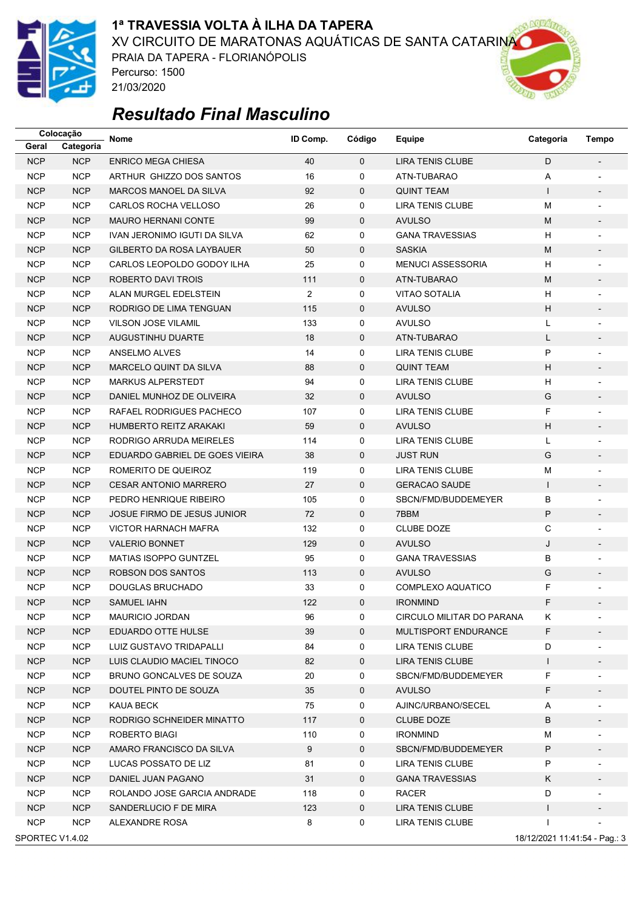**1ª TRAVESSIA VOLTA À ILHA DA TAPERA**

XV CIRCUITO DE MARATONAS AQUÁTICAS DE SANTA CATARINA

PRAIA DA TAPERA - FLORIANÓPOLIS

Percurso: 1500

21/03/2020

## *Resultado Final Masculino*

| Colocação | | Nome | ID Comp. | Código | Equipe | Categoria | Tempo |
|---|---|---|---|---|---|---|---|
| Geral | Categoria | | | | | | |
| NCP | NCP | ENRICO MEGA CHIESA | 40 | 0 | LIRA TENIS CLUBE | D | - |
| NCP | NCP | ARTHUR GHIZZO DOS SANTOS | 16 | 0 | ATN-TUBARAO | A | - |
| NCP | NCP | MARCOS MANOEL DA SILVA | 92 | 0 | QUINT TEAM | I | - |
| NCP | NCP | CARLOS ROCHA VELLOSO | 26 | 0 | LIRA TENIS CLUBE | M | - |
| NCP | NCP | MAURO HERNANI CONTE | 99 | 0 | AVULSO | M | - |
| NCP | NCP | IVAN JERONIMO IGUTI DA SILVA | 62 | 0 | GANA TRAVESSIAS | H | - |
| NCP | NCP | GILBERTO DA ROSA LAYBAUER | 50 | 0 | SASKIA | M | - |
| NCP | NCP | CARLOS LEOPOLDO GODOY ILHA | 25 | 0 | MENUCI ASSESSORIA | H | - |
| NCP | NCP | ROBERTO DAVI TROIS | 111 | 0 | ATN-TUBARAO | M | - |
| NCP | NCP | ALAN MURGEL EDELSTEIN | 2 | 0 | VITAO SOTALIA | H | - |
| NCP | NCP | RODRIGO DE LIMA TENGUAN | 115 | 0 | AVULSO | H | - |
| NCP | NCP | VILSON JOSE VILAMIL | 133 | 0 | AVULSO | L | - |
| NCP | NCP | AUGUSTINHU DUARTE | 18 | 0 | ATN-TUBARAO | L | - |
| NCP | NCP | ANSELMO ALVES | 14 | 0 | LIRA TENIS CLUBE | P | - |
| NCP | NCP | MARCELO QUINT DA SILVA | 88 | 0 | QUINT TEAM | H | - |
| NCP | NCP | MARKUS ALPERSTEDT | 94 | 0 | LIRA TENIS CLUBE | H | - |
| NCP | NCP | DANIEL MUNHOZ DE OLIVEIRA | 32 | 0 | AVULSO | G | - |
| NCP | NCP | RAFAEL RODRIGUES PACHECO | 107 | 0 | LIRA TENIS CLUBE | F | - |
| NCP | NCP | HUMBERTO REITZ ARAKAKI | 59 | 0 | AVULSO | H | - |
| NCP | NCP | RODRIGO ARRUDA MEIRELES | 114 | 0 | LIRA TENIS CLUBE | L | - |
| NCP | NCP | EDUARDO GABRIEL DE GOES VIEIRA | 38 | 0 | JUST RUN | G | - |
| NCP | NCP | ROMERITO DE QUEIROZ | 119 | 0 | LIRA TENIS CLUBE | M | - |
| NCP | NCP | CESAR ANTONIO MARRERO | 27 | 0 | GERACAO SAUDE | I | - |
| NCP | NCP | PEDRO HENRIQUE RIBEIRO | 105 | 0 | SBCN/FMD/BUDDEMEYER | B | - |
| NCP | NCP | JOSUE FIRMO DE JESUS JUNIOR | 72 | 0 | 7BBM | P | - |
| NCP | NCP | VICTOR HARNACH MAFRA | 132 | 0 | CLUBE DOZE | C | - |
| NCP | NCP | VALERIO BONNET | 129 | 0 | AVULSO | J | - |
| NCP | NCP | MATIAS ISOPPO GUNTZEL | 95 | 0 | GANA TRAVESSIAS | B | - |
| NCP | NCP | ROBSON DOS SANTOS | 113 | 0 | AVULSO | G | - |
| NCP | NCP | DOUGLAS BRUCHADO | 33 | 0 | COMPLEXO AQUATICO | F | - |
| NCP | NCP | SAMUEL IAHN | 122 | 0 | IRONMIND | F | - |
| NCP | NCP | MAURICIO JORDAN | 96 | 0 | CIRCULO MILITAR DO PARANA | K | - |
| NCP | NCP | EDUARDO OTTE HULSE | 39 | 0 | MULTISPORT ENDURANCE | F | - |
| NCP | NCP | LUIZ GUSTAVO TRIDAPALLI | 84 | 0 | LIRA TENIS CLUBE | D | - |
| NCP | NCP | LUIS CLAUDIO MACIEL TINOCO | 82 | 0 | LIRA TENIS CLUBE | I | - |
| NCP | NCP | BRUNO GONCALVES DE SOUZA | 20 | 0 | SBCN/FMD/BUDDEMEYER | F | - |
| NCP | NCP | DOUTEL PINTO DE SOUZA | 35 | 0 | AVULSO | F | - |
| NCP | NCP | KAUA BECK | 75 | 0 | AJINC/URBANO/SECEL | A | - |
| NCP | NCP | RODRIGO SCHNEIDER MINATTO | 117 | 0 | CLUBE DOZE | B | - |
| NCP | NCP | ROBERTO BIAGI | 110 | 0 | IRONMIND | M | - |
| NCP | NCP | AMARO FRANCISCO DA SILVA | 9 | 0 | SBCN/FMD/BUDDEMEYER | P | - |
| NCP | NCP | LUCAS POSSATO DE LIZ | 81 | 0 | LIRA TENIS CLUBE | P | - |
| NCP | NCP | DANIEL JUAN PAGANO | 31 | 0 | GANA TRAVESSIAS | K | - |
| NCP | NCP | ROLANDO JOSE GARCIA ANDRADE | 118 | 0 | RACER | D | - |
| NCP | NCP | SANDERLUCIO F DE MIRA | 123 | 0 | LIRA TENIS CLUBE | I | - |
| NCP | NCP | ALEXANDRE ROSA | 8 | 0 | LIRA TENIS CLUBE | I | - |

SPORTEC V1.4.02 — 18/12/2021 11:41:54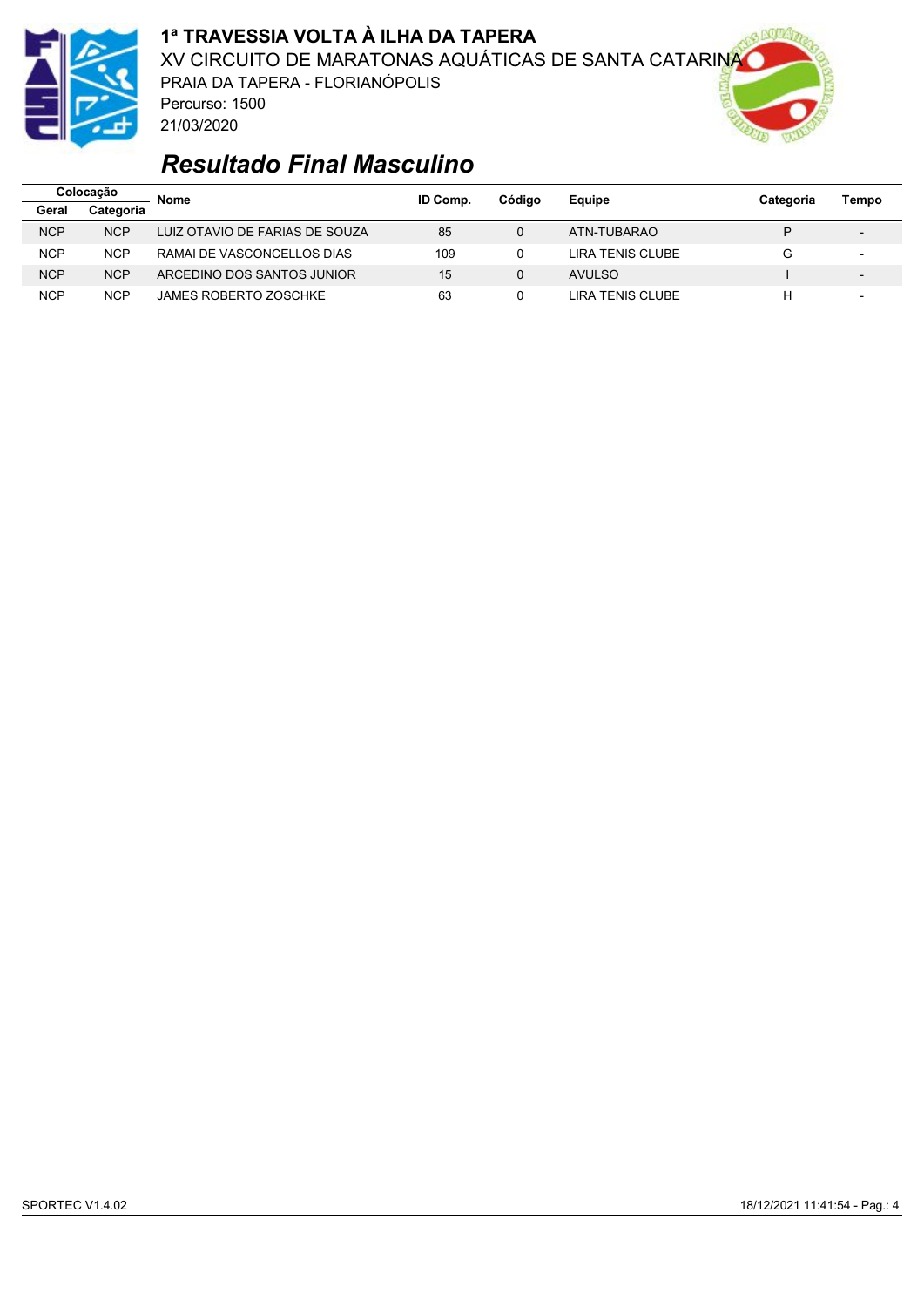# 1ª TRAVESSIA VOLTA À ILHA DA TAPERA

XV CIRCUITO DE MARATONAS AQUÁTICAS DE SANTA CATARINA

PRAIA DA TAPERA - FLORIANÓPOLIS

Percurso: 1500

21/03/2020

## *Resultado Final Masculino*

| Colocação | | Nome | ID Comp. | Código | Equipe | Categoria | Tempo |
|---|---|---|---|---|---|---|---|
| Geral | Categoria | | | | | | |
| NCP | NCP | LUIZ OTAVIO DE FARIAS DE SOUZA | 85 | 0 | ATN-TUBARAO | P | - |
| NCP | NCP | RAMAI DE VASCONCELLOS DIAS | 109 | 0 | LIRA TENIS CLUBE | G | - |
| NCP | NCP | ARCEDINO DOS SANTOS JUNIOR | 15 | 0 | AVULSO | I | - |
| NCP | NCP | JAMES ROBERTO ZOSCHKE | 63 | 0 | LIRA TENIS CLUBE | H | - |

SPORTEC V1.4.02 18/12/2021 11:41:54